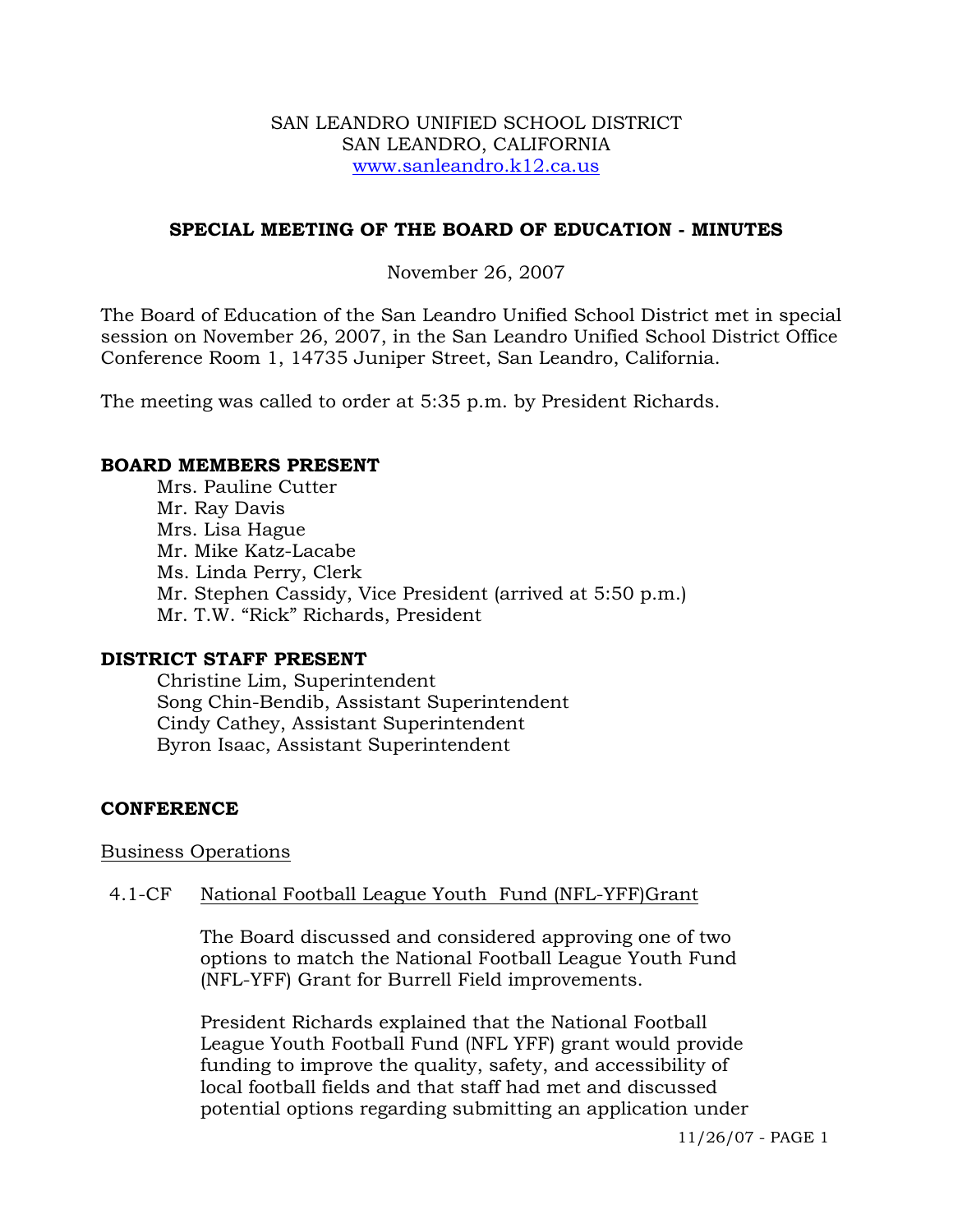SAN LEANDRO UNIFIED SCHOOL DISTRICT
SAN LEANDRO, CALIFORNIA
www.sanleandro.k12.ca.us

# SPECIAL MEETING OF THE BOARD OF EDUCATION - MINUTES

November 26, 2007

The Board of Education of the San Leandro Unified School District met in special session on November 26, 2007, in the San Leandro Unified School District Office Conference Room 1, 14735 Juniper Street, San Leandro, California.

The meeting was called to order at 5:35 p.m. by President Richards.

## BOARD MEMBERS PRESENT

- Mrs. Pauline Cutter
- Mr. Ray Davis
- Mrs. Lisa Hague
- Mr. Mike Katz-Lacabe
- Ms. Linda Perry, Clerk
- Mr. Stephen Cassidy, Vice President (arrived at 5:50 p.m.)
- Mr. T.W. "Rick" Richards, President

## DISTRICT STAFF PRESENT

- Christine Lim, Superintendent
- Song Chin-Bendib, Assistant Superintendent
- Cindy Cathey, Assistant Superintendent
- Byron Isaac, Assistant Superintendent

## CONFERENCE

Business Operations

4.1-CF National Football League Youth Fund (NFL-YFF)Grant

The Board discussed and considered approving one of two options to match the National Football League Youth Fund (NFL-YFF) Grant for Burrell Field improvements.

President Richards explained that the National Football League Youth Football Fund (NFL YFF) grant would provide funding to improve the quality, safety, and accessibility of local football fields and that staff had met and discussed potential options regarding submitting an application under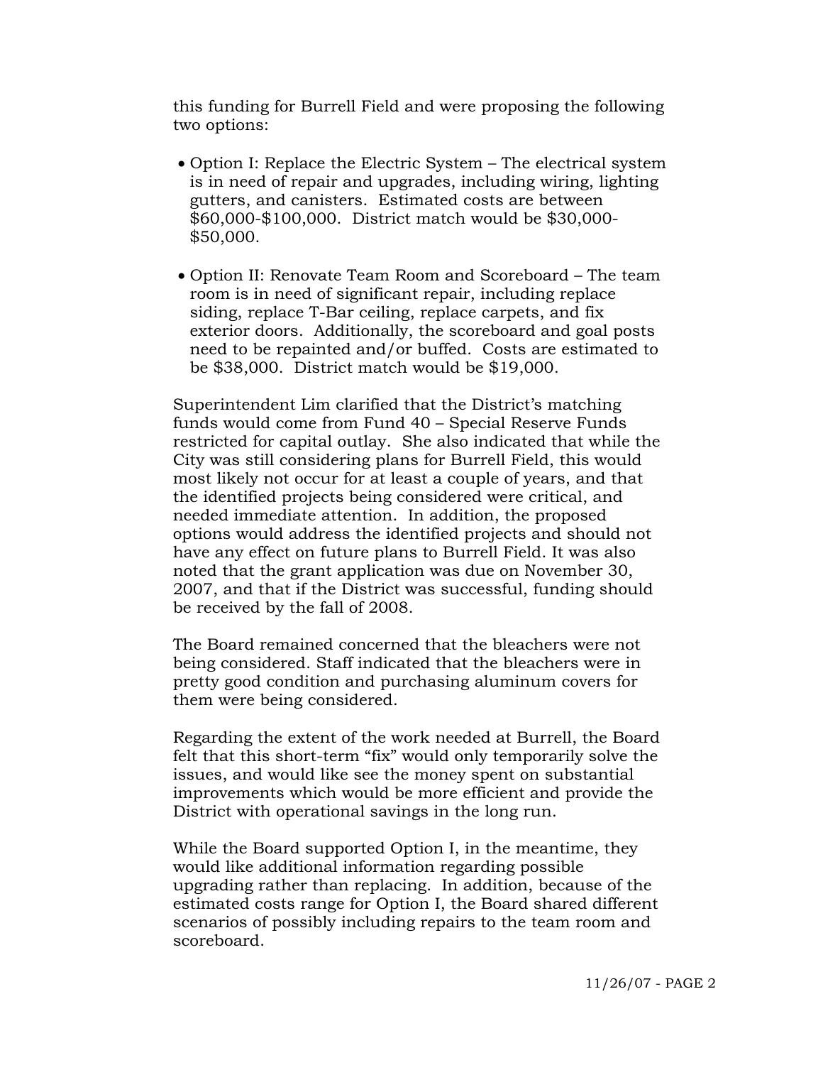this funding for Burrell Field and were proposing the following two options:

- Option I: Replace the Electric System – The electrical system is in need of repair and upgrades, including wiring, lighting gutters, and canisters. Estimated costs are between $60,000-$100,000. District match would be $30,000-$50,000.

- Option II: Renovate Team Room and Scoreboard – The team room is in need of significant repair, including replace siding, replace T-Bar ceiling, replace carpets, and fix exterior doors. Additionally, the scoreboard and goal posts need to be repainted and/or buffed. Costs are estimated to be $38,000. District match would be $19,000.

Superintendent Lim clarified that the District's matching funds would come from Fund 40 – Special Reserve Funds restricted for capital outlay. She also indicated that while the City was still considering plans for Burrell Field, this would most likely not occur for at least a couple of years, and that the identified projects being considered were critical, and needed immediate attention. In addition, the proposed options would address the identified projects and should not have any effect on future plans to Burrell Field. It was also noted that the grant application was due on November 30, 2007, and that if the District was successful, funding should be received by the fall of 2008.

The Board remained concerned that the bleachers were not being considered. Staff indicated that the bleachers were in pretty good condition and purchasing aluminum covers for them were being considered.

Regarding the extent of the work needed at Burrell, the Board felt that this short-term "fix" would only temporarily solve the issues, and would like see the money spent on substantial improvements which would be more efficient and provide the District with operational savings in the long run.

While the Board supported Option I, in the meantime, they would like additional information regarding possible upgrading rather than replacing. In addition, because of the estimated costs range for Option I, the Board shared different scenarios of possibly including repairs to the team room and scoreboard.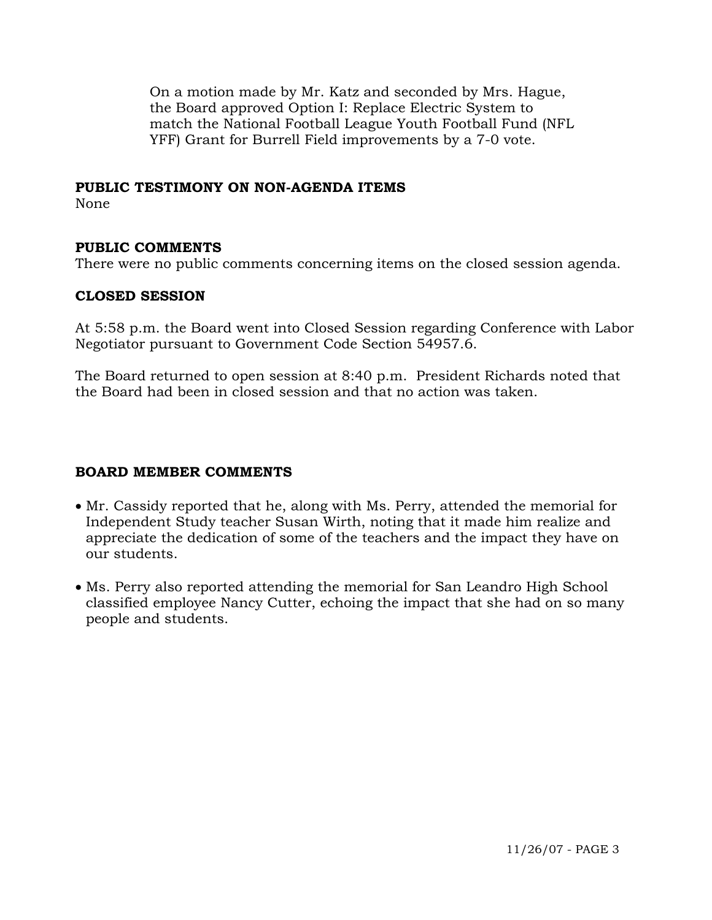On a motion made by Mr. Katz and seconded by Mrs. Hague, the Board approved Option I: Replace Electric System to match the National Football League Youth Football Fund (NFL YFF) Grant for Burrell Field improvements by a 7-0 vote.

**PUBLIC TESTIMONY ON NON-AGENDA ITEMS**

None

**PUBLIC COMMENTS**

There were no public comments concerning items on the closed session agenda.

**CLOSED SESSION**

At 5:58 p.m. the Board went into Closed Session regarding Conference with Labor Negotiator pursuant to Government Code Section 54957.6.

The Board returned to open session at 8:40 p.m. President Richards noted that the Board had been in closed session and that no action was taken.

**BOARD MEMBER COMMENTS**

- Mr. Cassidy reported that he, along with Ms. Perry, attended the memorial for Independent Study teacher Susan Wirth, noting that it made him realize and appreciate the dedication of some of the teachers and the impact they have on our students.
- Ms. Perry also reported attending the memorial for San Leandro High School classified employee Nancy Cutter, echoing the impact that she had on so many people and students.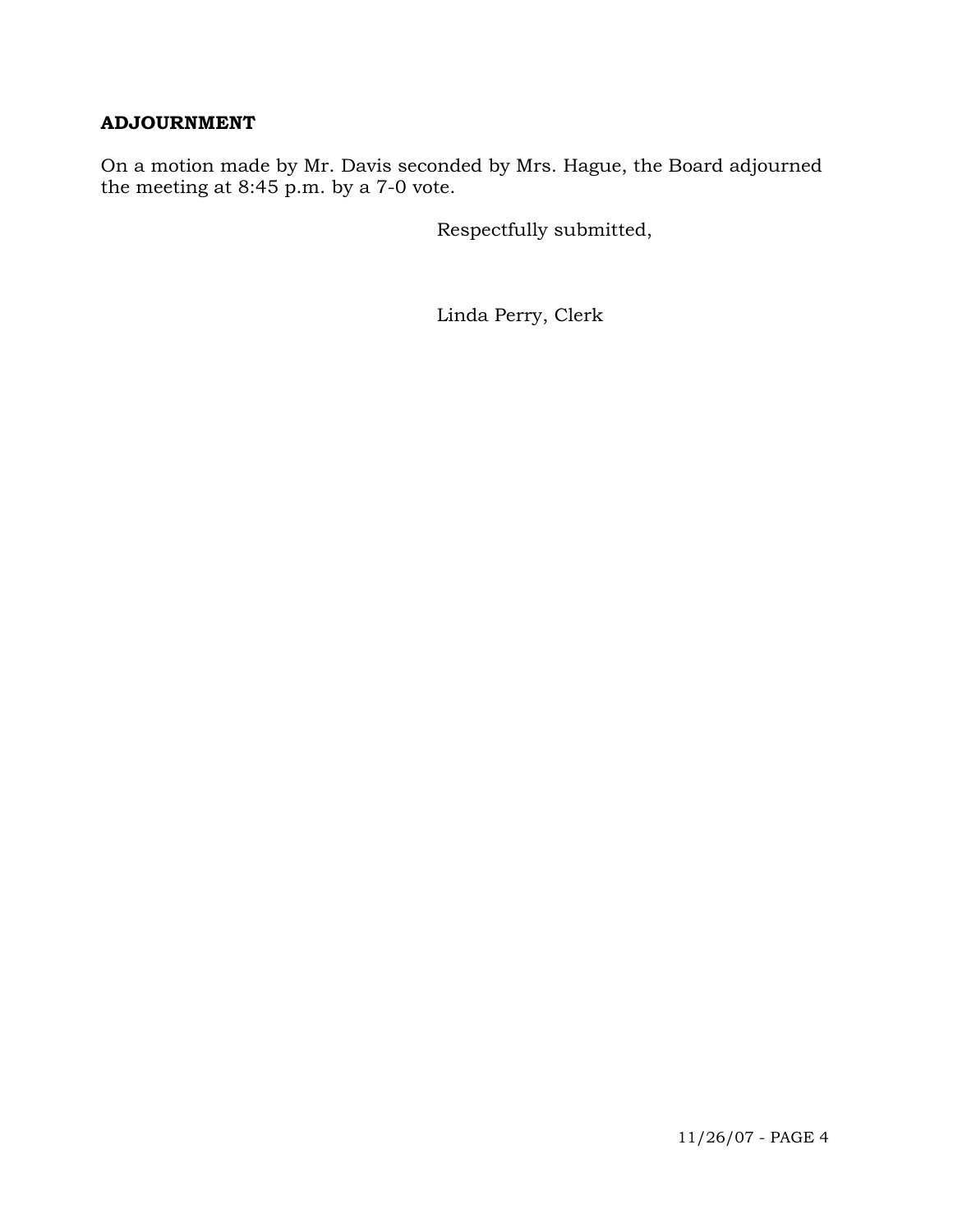**ADJOURNMENT**

On a motion made by Mr. Davis seconded by Mrs. Hague, the Board adjourned the meeting at 8:45 p.m. by a 7-0 vote.

Respectfully submitted,

Linda Perry, Clerk